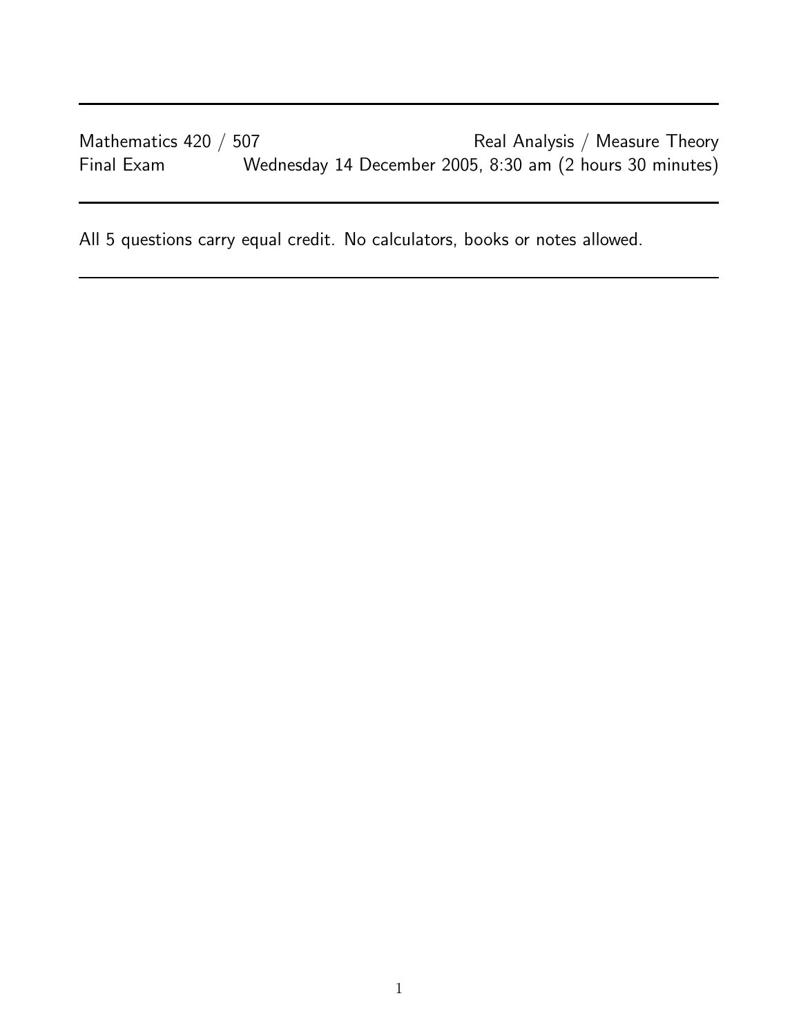Mathematics 420 / 507 Real Analysis / Measure Theory

Final Exam Wednesday 14 December 2005, 8:30 am (2 hours 30 minutes)

---

All 5 questions carry equal credit. No calculators, books or notes allowed.

---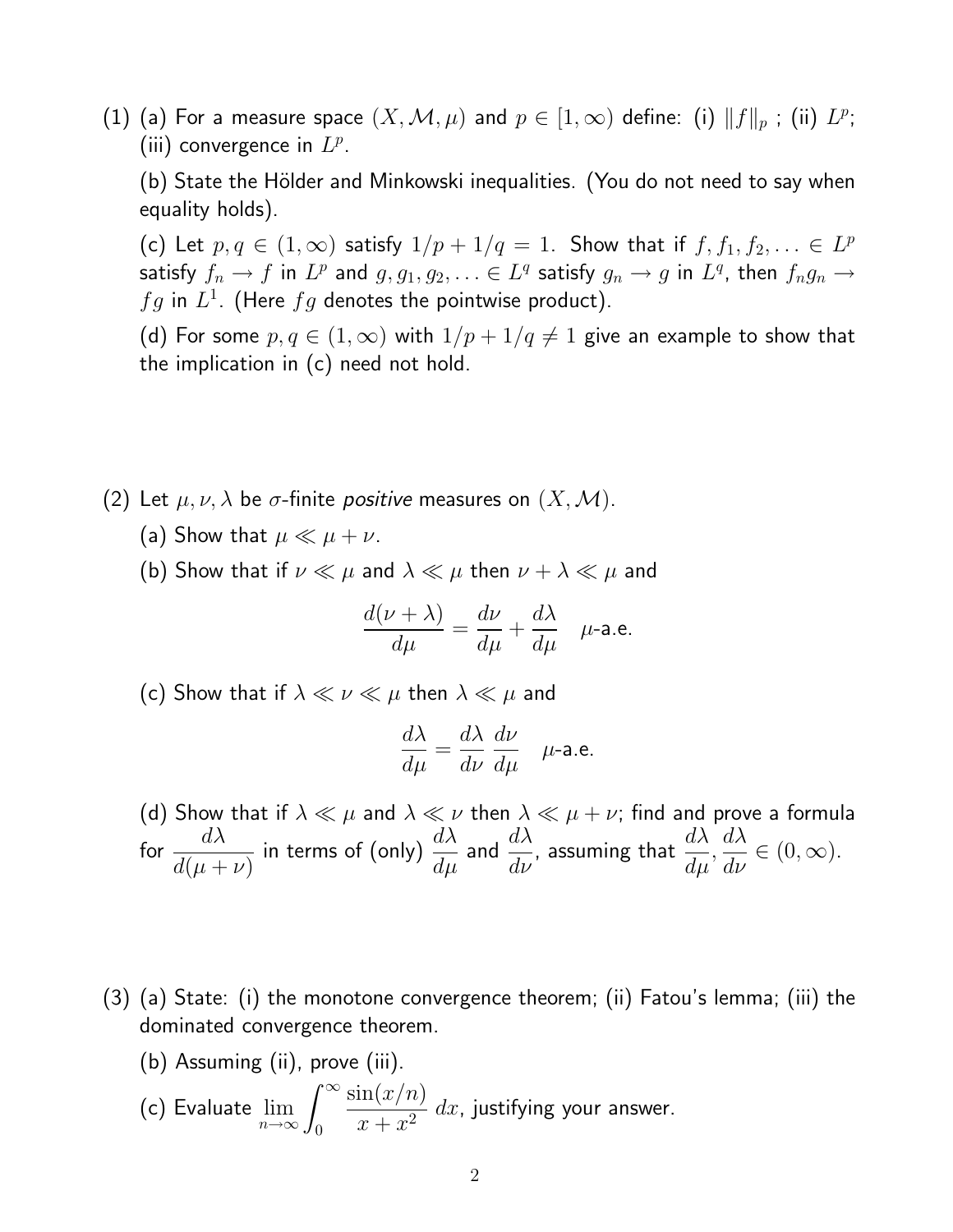(1) (a) For a measure space $(X, \mathcal{M}, \mu)$ and $p \in [1, \infty)$ define: (i) $\|f\|_p$ ; (ii) $L^p$; (iii) convergence in $L^p$.

(b) State the Hölder and Minkowski inequalities. (You do not need to say when equality holds).

(c) Let $p, q \in (1, \infty)$ satisfy $1/p + 1/q = 1$. Show that if $f, f_1, f_2, \ldots \in L^p$ satisfy $f_n \to f$ in $L^p$ and $g, g_1, g_2, \ldots \in L^q$ satisfy $g_n \to g$ in $L^q$, then $f_n g_n \to fg$ in $L^1$. (Here $fg$ denotes the pointwise product).

(d) For some $p, q \in (1, \infty)$ with $1/p + 1/q \neq 1$ give an example to show that the implication in (c) need not hold.

(2) Let $\mu, \nu, \lambda$ be $\sigma$-finite *positive* measures on $(X, \mathcal{M})$.

(a) Show that $\mu \ll \mu + \nu$.

(b) Show that if $\nu \ll \mu$ and $\lambda \ll \mu$ then $\nu + \lambda \ll \mu$ and

$$\frac{d(\nu + \lambda)}{d\mu} = \frac{d\nu}{d\mu} + \frac{d\lambda}{d\mu} \quad \mu\text{-a.e.}$$

(c) Show that if $\lambda \ll \nu \ll \mu$ then $\lambda \ll \mu$ and

$$\frac{d\lambda}{d\mu} = \frac{d\lambda}{d\nu} \frac{d\nu}{d\mu} \quad \mu\text{-a.e.}$$

(d) Show that if $\lambda \ll \mu$ and $\lambda \ll \nu$ then $\lambda \ll \mu + \nu$; find and prove a formula for $\dfrac{d\lambda}{d(\mu + \nu)}$ in terms of (only) $\dfrac{d\lambda}{d\mu}$ and $\dfrac{d\lambda}{d\nu}$, assuming that $\dfrac{d\lambda}{d\mu}, \dfrac{d\lambda}{d\nu} \in (0, \infty)$.

(3) (a) State: (i) the monotone convergence theorem; (ii) Fatou's lemma; (iii) the dominated convergence theorem.

(b) Assuming (ii), prove (iii).

(c) Evaluate $\displaystyle\lim_{n\to\infty} \int_0^\infty \frac{\sin(x/n)}{x + x^2}\, dx$, justifying your answer.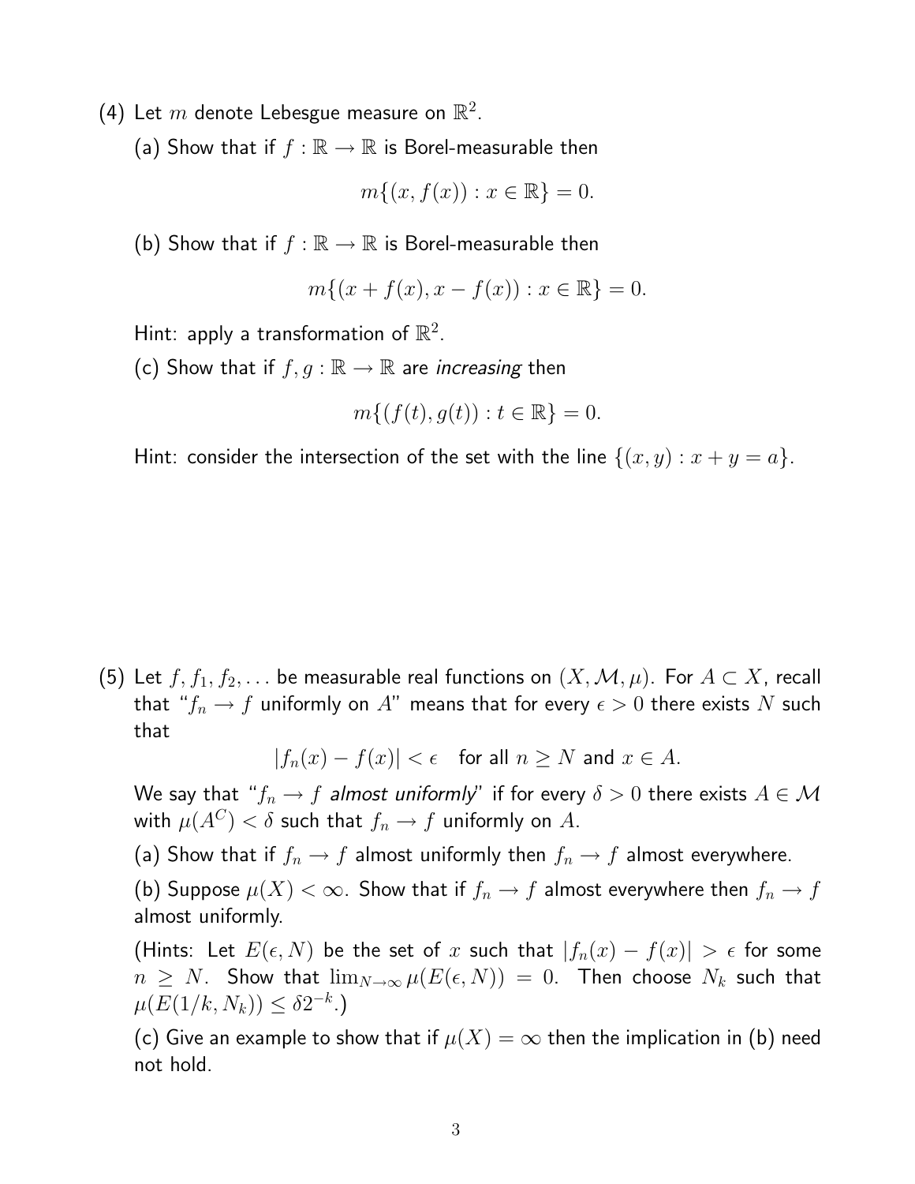(4) Let $m$ denote Lebesgue measure on $\mathbb{R}^2$.

(a) Show that if $f : \mathbb{R} \to \mathbb{R}$ is Borel-measurable then

$$m\{(x, f(x)) : x \in \mathbb{R}\} = 0.$$

(b) Show that if $f : \mathbb{R} \to \mathbb{R}$ is Borel-measurable then

$$m\{(x + f(x), x - f(x)) : x \in \mathbb{R}\} = 0.$$

Hint: apply a transformation of $\mathbb{R}^2$.

(c) Show that if $f, g : \mathbb{R} \to \mathbb{R}$ are *increasing* then

$$m\{(f(t), g(t)) : t \in \mathbb{R}\} = 0.$$

Hint: consider the intersection of the set with the line $\{(x, y) : x + y = a\}$.

(5) Let $f, f_1, f_2, \ldots$ be measurable real functions on $(X, \mathcal{M}, \mu)$. For $A \subset X$, recall that "$f_n \to f$ uniformly on $A$" means that for every $\epsilon > 0$ there exists $N$ such that

$$|f_n(x) - f(x)| < \epsilon \quad \text{for all } n \geq N \text{ and } x \in A.$$

We say that "$f_n \to f$ *almost uniformly*" if for every $\delta > 0$ there exists $A \in \mathcal{M}$ with $\mu(A^C) < \delta$ such that $f_n \to f$ uniformly on $A$.

(a) Show that if $f_n \to f$ almost uniformly then $f_n \to f$ almost everywhere.

(b) Suppose $\mu(X) < \infty$. Show that if $f_n \to f$ almost everywhere then $f_n \to f$ almost uniformly.

(Hints: Let $E(\epsilon, N)$ be the set of $x$ such that $|f_n(x) - f(x)| > \epsilon$ for some $n \geq N$. Show that $\lim_{N\to\infty} \mu(E(\epsilon, N)) = 0$. Then choose $N_k$ such that $\mu(E(1/k, N_k)) \leq \delta 2^{-k}$.)

(c) Give an example to show that if $\mu(X) = \infty$ then the implication in (b) need not hold.